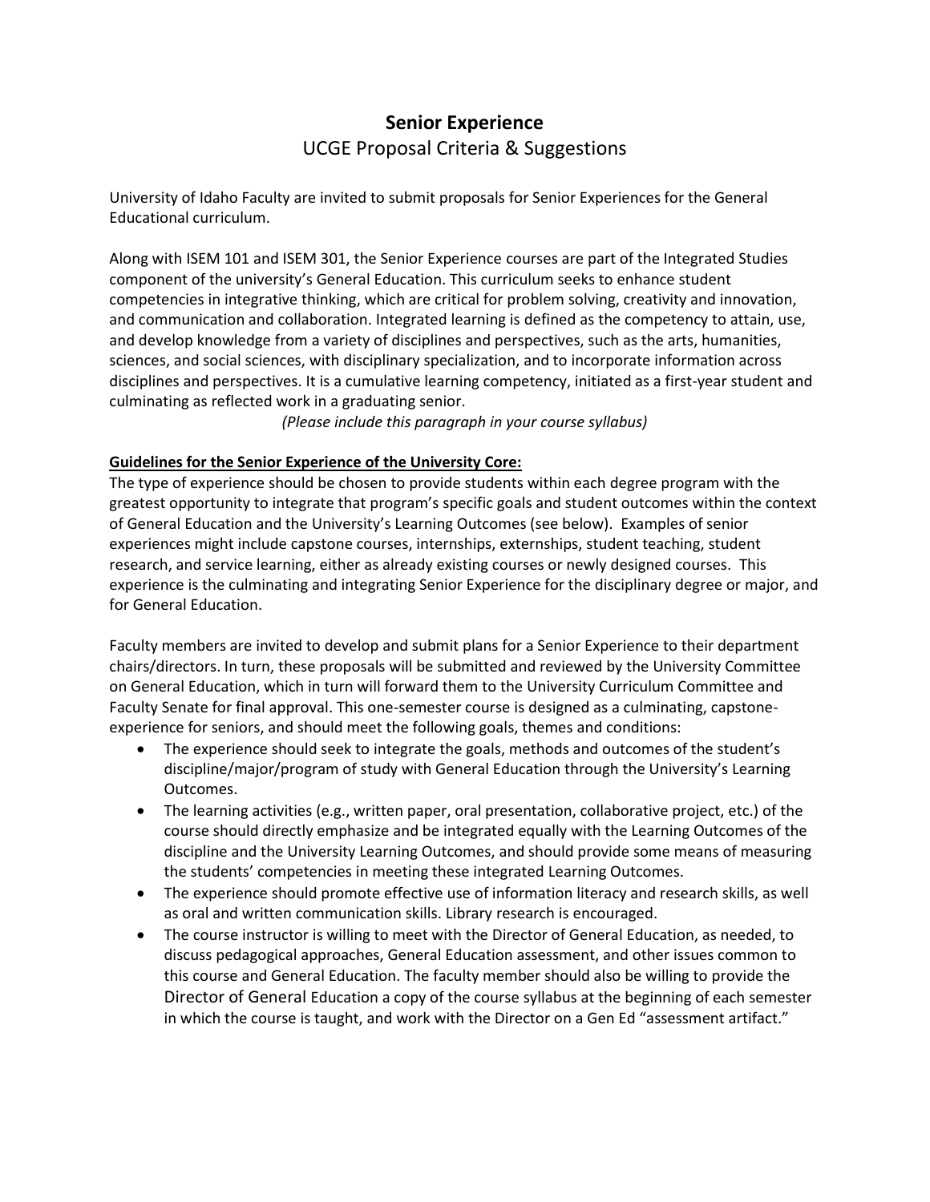# Senior Experience

## UCGE Proposal Criteria & Suggestions

University of Idaho Faculty are invited to submit proposals for Senior Experiences for the General Educational curriculum.

Along with ISEM 101 and ISEM 301, the Senior Experience courses are part of the Integrated Studies component of the university's General Education. This curriculum seeks to enhance student competencies in integrative thinking, which are critical for problem solving, creativity and innovation, and communication and collaboration. Integrated learning is defined as the competency to attain, use, and develop knowledge from a variety of disciplines and perspectives, such as the arts, humanities, sciences, and social sciences, with disciplinary specialization, and to incorporate information across disciplines and perspectives. It is a cumulative learning competency, initiated as a first-year student and culminating as reflected work in a graduating senior.

*(Please include this paragraph in your course syllabus)*

**Guidelines for the Senior Experience of the University Core:**

The type of experience should be chosen to provide students within each degree program with the greatest opportunity to integrate that program's specific goals and student outcomes within the context of General Education and the University's Learning Outcomes (see below). Examples of senior experiences might include capstone courses, internships, externships, student teaching, student research, and service learning, either as already existing courses or newly designed courses. This experience is the culminating and integrating Senior Experience for the disciplinary degree or major, and for General Education.

Faculty members are invited to develop and submit plans for a Senior Experience to their department chairs/directors. In turn, these proposals will be submitted and reviewed by the University Committee on General Education, which in turn will forward them to the University Curriculum Committee and Faculty Senate for final approval. This one-semester course is designed as a culminating, capstone-experience for seniors, and should meet the following goals, themes and conditions:

- The experience should seek to integrate the goals, methods and outcomes of the student's discipline/major/program of study with General Education through the University's Learning Outcomes.
- The learning activities (e.g., written paper, oral presentation, collaborative project, etc.) of the course should directly emphasize and be integrated equally with the Learning Outcomes of the discipline and the University Learning Outcomes, and should provide some means of measuring the students' competencies in meeting these integrated Learning Outcomes.
- The experience should promote effective use of information literacy and research skills, as well as oral and written communication skills. Library research is encouraged.
- The course instructor is willing to meet with the Director of General Education, as needed, to discuss pedagogical approaches, General Education assessment, and other issues common to this course and General Education. The faculty member should also be willing to provide the Director of General Education a copy of the course syllabus at the beginning of each semester in which the course is taught, and work with the Director on a Gen Ed "assessment artifact."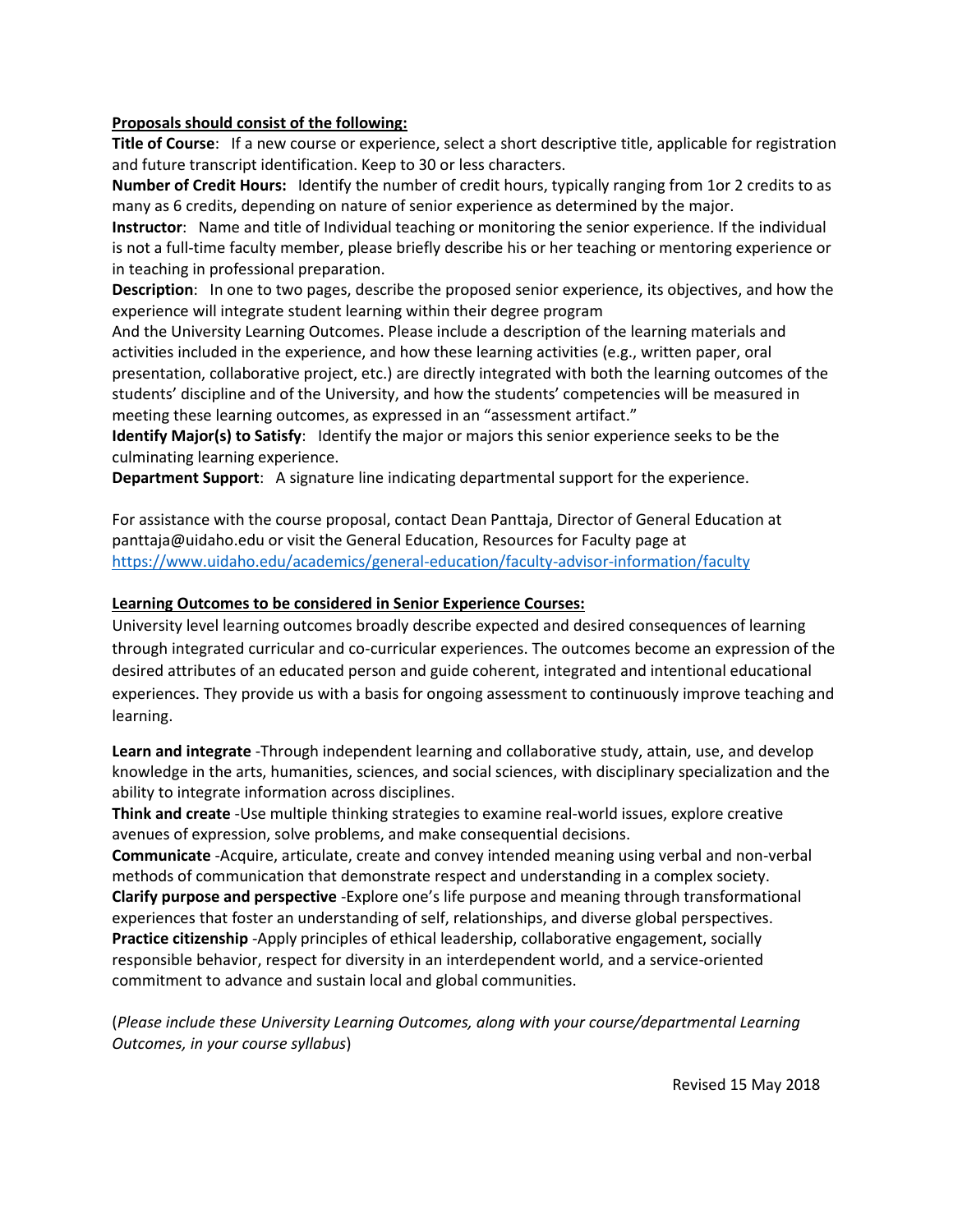**Proposals should consist of the following:**

**Title of Course**: If a new course or experience, select a short descriptive title, applicable for registration and future transcript identification. Keep to 30 or less characters.

**Number of Credit Hours:** Identify the number of credit hours, typically ranging from 1or 2 credits to as many as 6 credits, depending on nature of senior experience as determined by the major.

**Instructor**: Name and title of Individual teaching or monitoring the senior experience. If the individual is not a full-time faculty member, please briefly describe his or her teaching or mentoring experience or in teaching in professional preparation.

**Description**: In one to two pages, describe the proposed senior experience, its objectives, and how the experience will integrate student learning within their degree program And the University Learning Outcomes. Please include a description of the learning materials and activities included in the experience, and how these learning activities (e.g., written paper, oral presentation, collaborative project, etc.) are directly integrated with both the learning outcomes of the students' discipline and of the University, and how the students' competencies will be measured in meeting these learning outcomes, as expressed in an "assessment artifact."

**Identify Major(s) to Satisfy**: Identify the major or majors this senior experience seeks to be the culminating learning experience.

**Department Support**: A signature line indicating departmental support for the experience.

For assistance with the course proposal, contact Dean Panttaja, Director of General Education at panttaja@uidaho.edu or visit the General Education, Resources for Faculty page at https://www.uidaho.edu/academics/general-education/faculty-advisor-information/faculty

**Learning Outcomes to be considered in Senior Experience Courses:**

University level learning outcomes broadly describe expected and desired consequences of learning through integrated curricular and co-curricular experiences. The outcomes become an expression of the desired attributes of an educated person and guide coherent, integrated and intentional educational experiences. They provide us with a basis for ongoing assessment to continuously improve teaching and learning.

**Learn and integrate** -Through independent learning and collaborative study, attain, use, and develop knowledge in the arts, humanities, sciences, and social sciences, with disciplinary specialization and the ability to integrate information across disciplines.

**Think and create** -Use multiple thinking strategies to examine real-world issues, explore creative avenues of expression, solve problems, and make consequential decisions.

**Communicate** -Acquire, articulate, create and convey intended meaning using verbal and non-verbal methods of communication that demonstrate respect and understanding in a complex society.

**Clarify purpose and perspective** -Explore one's life purpose and meaning through transformational experiences that foster an understanding of self, relationships, and diverse global perspectives.

**Practice citizenship** -Apply principles of ethical leadership, collaborative engagement, socially responsible behavior, respect for diversity in an interdependent world, and a service-oriented commitment to advance and sustain local and global communities.

(*Please include these University Learning Outcomes, along with your course/departmental Learning Outcomes, in your course syllabus*)

Revised 15 May 2018